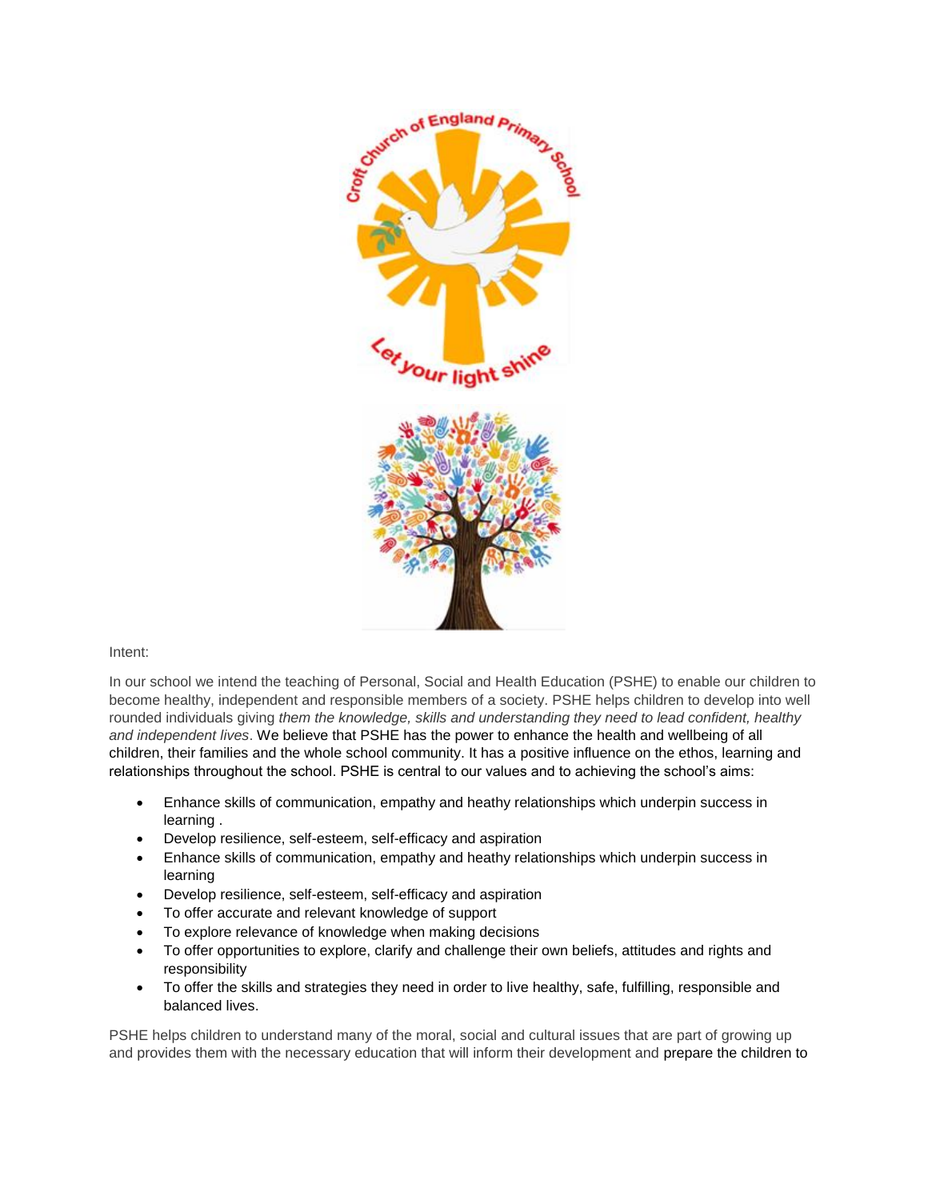Intent:

In our school we intend the teaching of Personal, Social and Health Education (PSHE) to enable our children to become healthy, independent and responsible members of a society. PSHE helps children to develop into well rounded individuals giving *them the knowledge, skills and understanding they need to lead confident, healthy and independent lives*. We believe that PSHE has the power to enhance the health and wellbeing of all children, their families and the whole school community. It has a positive influence on the ethos, learning and relationships throughout the school. PSHE is central to our values and to achieving the school's aims:

- Enhance skills of communication, empathy and heathy relationships which underpin success in learning .
- Develop resilience, self-esteem, self-efficacy and aspiration
- Enhance skills of communication, empathy and heathy relationships which underpin success in learning
- Develop resilience, self-esteem, self-efficacy and aspiration
- To offer accurate and relevant knowledge of support
- To explore relevance of knowledge when making decisions
- To offer opportunities to explore, clarify and challenge their own beliefs, attitudes and rights and responsibility
- To offer the skills and strategies they need in order to live healthy, safe, fulfilling, responsible and balanced lives.

PSHE helps children to understand many of the moral, social and cultural issues that are part of growing up and provides them with the necessary education that will inform their development and prepare the children to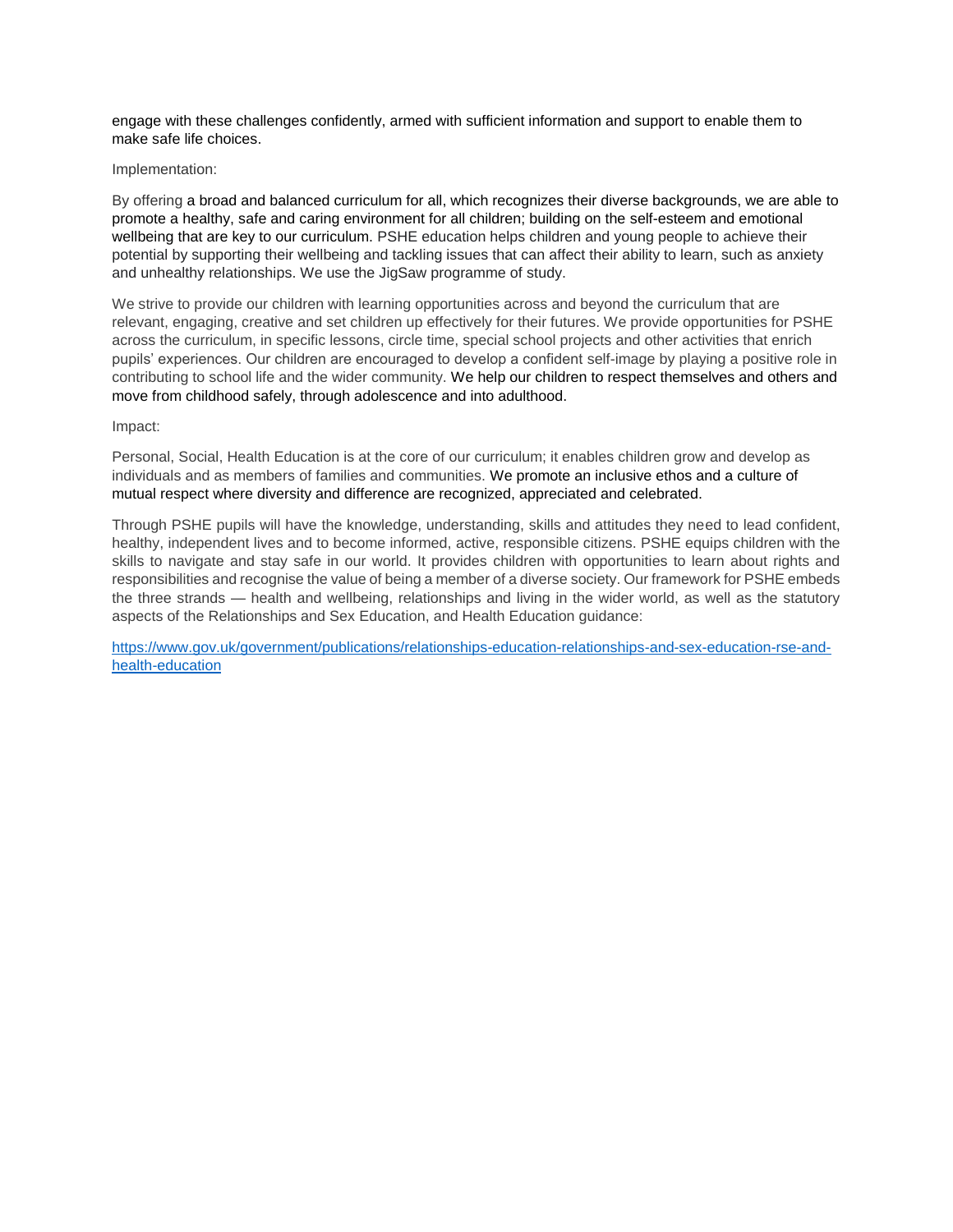engage with these challenges confidently, armed with sufficient information and support to enable them to make safe life choices.

Implementation:

By offering a broad and balanced curriculum for all, which recognizes their diverse backgrounds, we are able to promote a healthy, safe and caring environment for all children; building on the self-esteem and emotional wellbeing that are key to our curriculum. PSHE education helps children and young people to achieve their potential by supporting their wellbeing and tackling issues that can affect their ability to learn, such as anxiety and unhealthy relationships. We use the JigSaw programme of study.

We strive to provide our children with learning opportunities across and beyond the curriculum that are relevant, engaging, creative and set children up effectively for their futures. We provide opportunities for PSHE across the curriculum, in specific lessons, circle time, special school projects and other activities that enrich pupils' experiences. Our children are encouraged to develop a confident self-image by playing a positive role in contributing to school life and the wider community. We help our children to respect themselves and others and move from childhood safely, through adolescence and into adulthood.

Impact:

Personal, Social, Health Education is at the core of our curriculum; it enables children grow and develop as individuals and as members of families and communities. We promote an inclusive ethos and a culture of mutual respect where diversity and difference are recognized, appreciated and celebrated.

Through PSHE pupils will have the knowledge, understanding, skills and attitudes they need to lead confident, healthy, independent lives and to become informed, active, responsible citizens. PSHE equips children with the skills to navigate and stay safe in our world. It provides children with opportunities to learn about rights and responsibilities and recognise the value of being a member of a diverse society. Our framework for PSHE embeds the three strands — health and wellbeing, relationships and living in the wider world, as well as the statutory aspects of the Relationships and Sex Education, and Health Education guidance:

https://www.gov.uk/government/publications/relationships-education-relationships-and-sex-education-rse-and-health-education